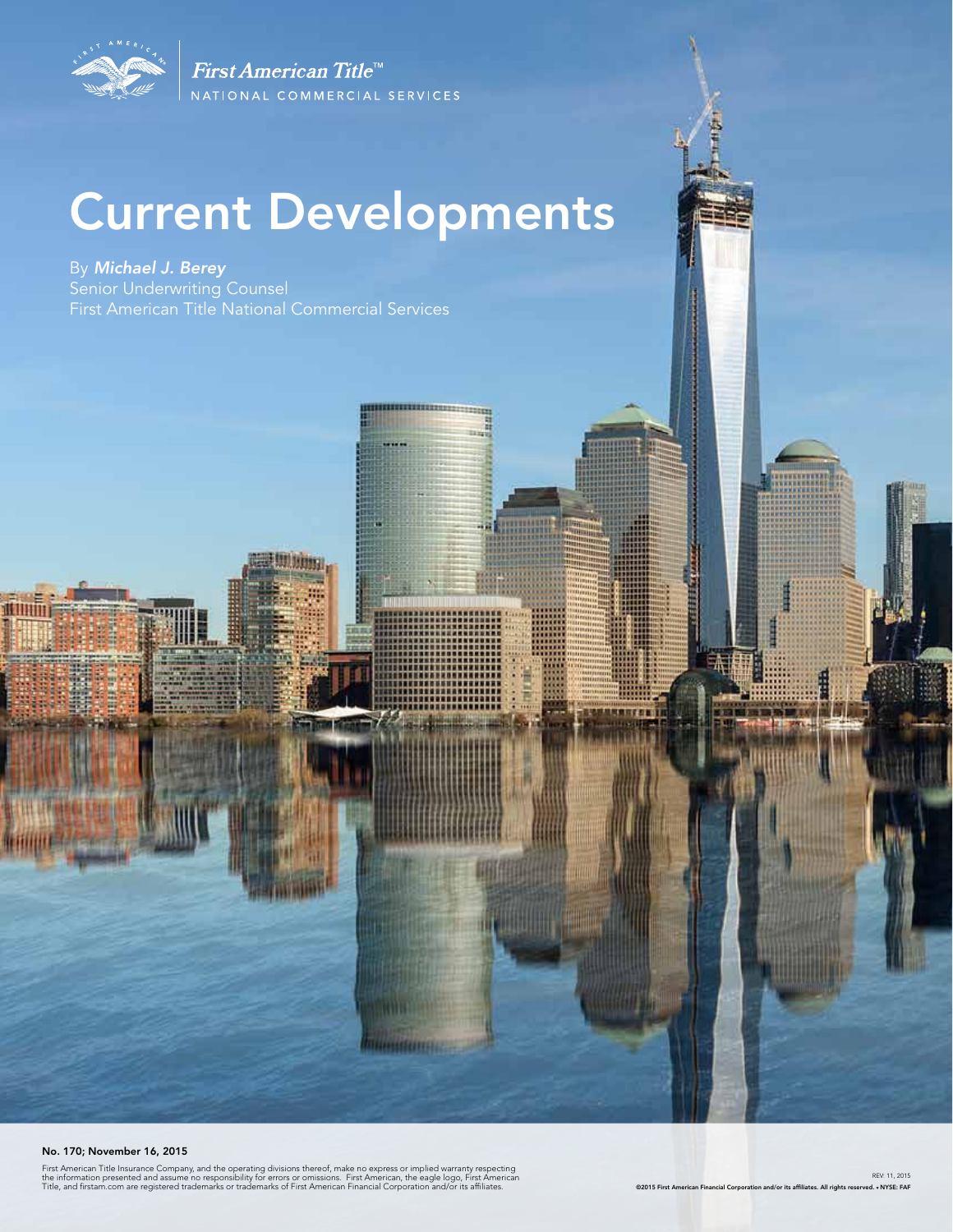First American Title™

NATIONAL COMMERCIAL SERVICES

# Current Developments

By *Michael J. Berey*
Senior Underwriting Counsel
First American Title National Commercial Services

**No. 170; November 16, 2015**

First American Title Insurance Company, and the operating divisions thereof, make no express or implied warranty respecting the information presented and assume no responsibility for errors or omissions. First American, the eagle logo, First American Title, and firstam.com are registered trademarks or trademarks of First American Financial Corporation and/or its affiliates.

REV. 11, 2015
©2015 First American Financial Corporation and/or its affiliates. All rights reserved. • NYSE: FAF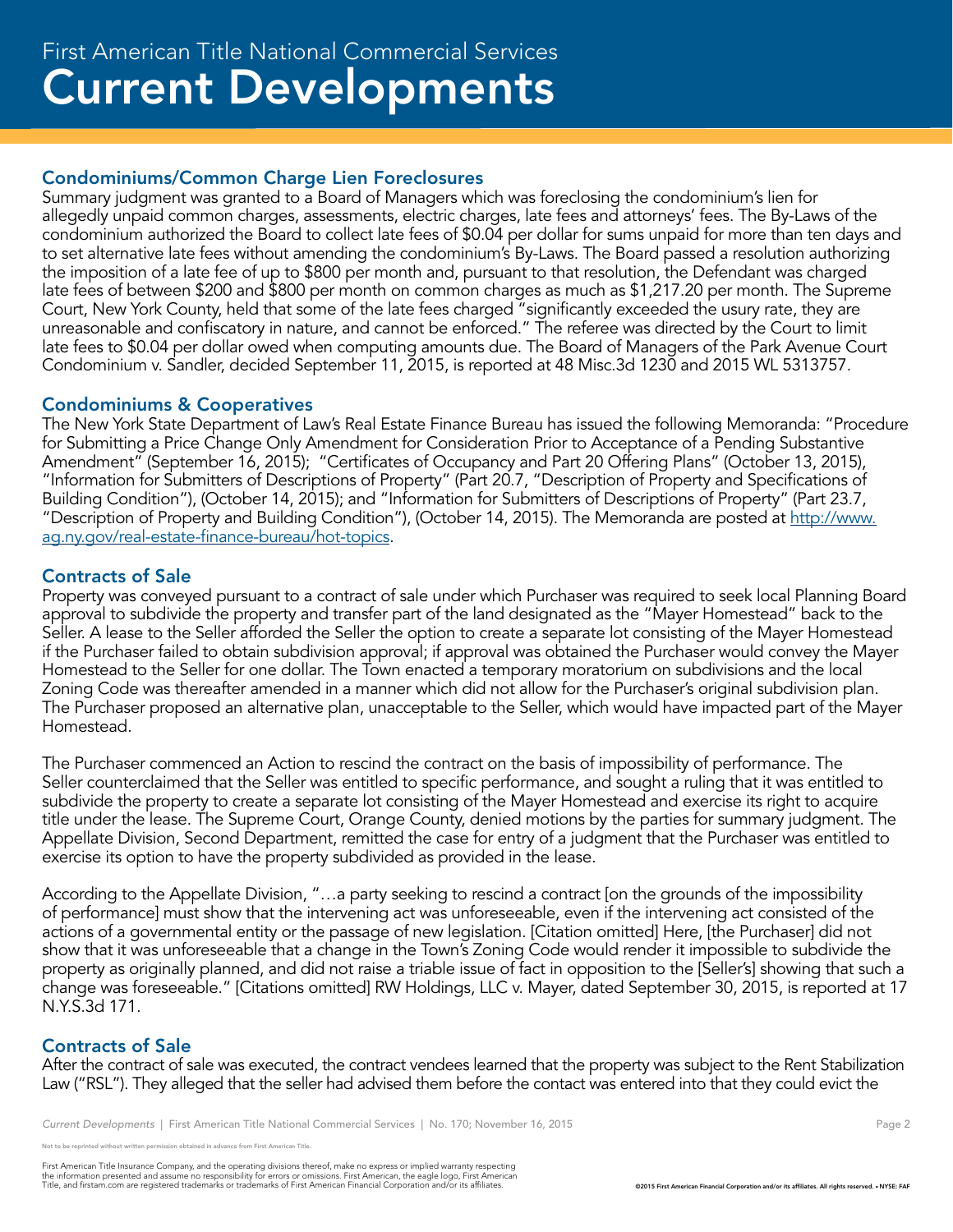# First American Title National Commercial Services
# Current Developments

## Condominiums/Common Charge Lien Foreclosures

Summary judgment was granted to a Board of Managers which was foreclosing the condominium's lien for allegedly unpaid common charges, assessments, electric charges, late fees and attorneys' fees. The By-Laws of the condominium authorized the Board to collect late fees of $0.04 per dollar for sums unpaid for more than ten days and to set alternative late fees without amending the condominium's By-Laws. The Board passed a resolution authorizing the imposition of a late fee of up to $800 per month and, pursuant to that resolution, the Defendant was charged late fees of between $200 and $800 per month on common charges as much as $1,217.20 per month. The Supreme Court, New York County, held that some of the late fees charged "significantly exceeded the usury rate, they are unreasonable and confiscatory in nature, and cannot be enforced." The referee was directed by the Court to limit late fees to $0.04 per dollar owed when computing amounts due. The Board of Managers of the Park Avenue Court Condominium v. Sandler, decided September 11, 2015, is reported at 48 Misc.3d 1230 and 2015 WL 5313757.

## Condominiums & Cooperatives

The New York State Department of Law's Real Estate Finance Bureau has issued the following Memoranda: "Procedure for Submitting a Price Change Only Amendment for Consideration Prior to Acceptance of a Pending Substantive Amendment" (September 16, 2015); "Certificates of Occupancy and Part 20 Offering Plans" (October 13, 2015), "Information for Submitters of Descriptions of Property" (Part 20.7, "Description of Property and Specifications of Building Condition"), (October 14, 2015); and "Information for Submitters of Descriptions of Property" (Part 23.7, "Description of Property and Building Condition"), (October 14, 2015). The Memoranda are posted at [http://www.ag.ny.gov/real-estate-finance-bureau/hot-topics](http://www.ag.ny.gov/real-estate-finance-bureau/hot-topics).

## Contracts of Sale

Property was conveyed pursuant to a contract of sale under which Purchaser was required to seek local Planning Board approval to subdivide the property and transfer part of the land designated as the "Mayer Homestead" back to the Seller. A lease to the Seller afforded the Seller the option to create a separate lot consisting of the Mayer Homestead if the Purchaser failed to obtain subdivision approval; if approval was obtained the Purchaser would convey the Mayer Homestead to the Seller for one dollar. The Town enacted a temporary moratorium on subdivisions and the local Zoning Code was thereafter amended in a manner which did not allow for the Purchaser's original subdivision plan. The Purchaser proposed an alternative plan, unacceptable to the Seller, which would have impacted part of the Mayer Homestead.

The Purchaser commenced an Action to rescind the contract on the basis of impossibility of performance. The Seller counterclaimed that the Seller was entitled to specific performance, and sought a ruling that it was entitled to subdivide the property to create a separate lot consisting of the Mayer Homestead and exercise its right to acquire title under the lease. The Supreme Court, Orange County, denied motions by the parties for summary judgment. The Appellate Division, Second Department, remitted the case for entry of a judgment that the Purchaser was entitled to exercise its option to have the property subdivided as provided in the lease.

According to the Appellate Division, "…a party seeking to rescind a contract [on the grounds of the impossibility of performance] must show that the intervening act was unforeseeable, even if the intervening act consisted of the actions of a governmental entity or the passage of new legislation. [Citation omitted] Here, [the Purchaser] did not show that it was unforeseeable that a change in the Town's Zoning Code would render it impossible to subdivide the property as originally planned, and did not raise a triable issue of fact in opposition to the [Seller's] showing that such a change was foreseeable." [Citations omitted] RW Holdings, LLC v. Mayer, dated September 30, 2015, is reported at 17 N.Y.S.3d 171.

## Contracts of Sale

After the contract of sale was executed, the contract vendees learned that the property was subject to the Rent Stabilization Law ("RSL"). They alleged that the seller had advised them before the contact was entered into that they could evict the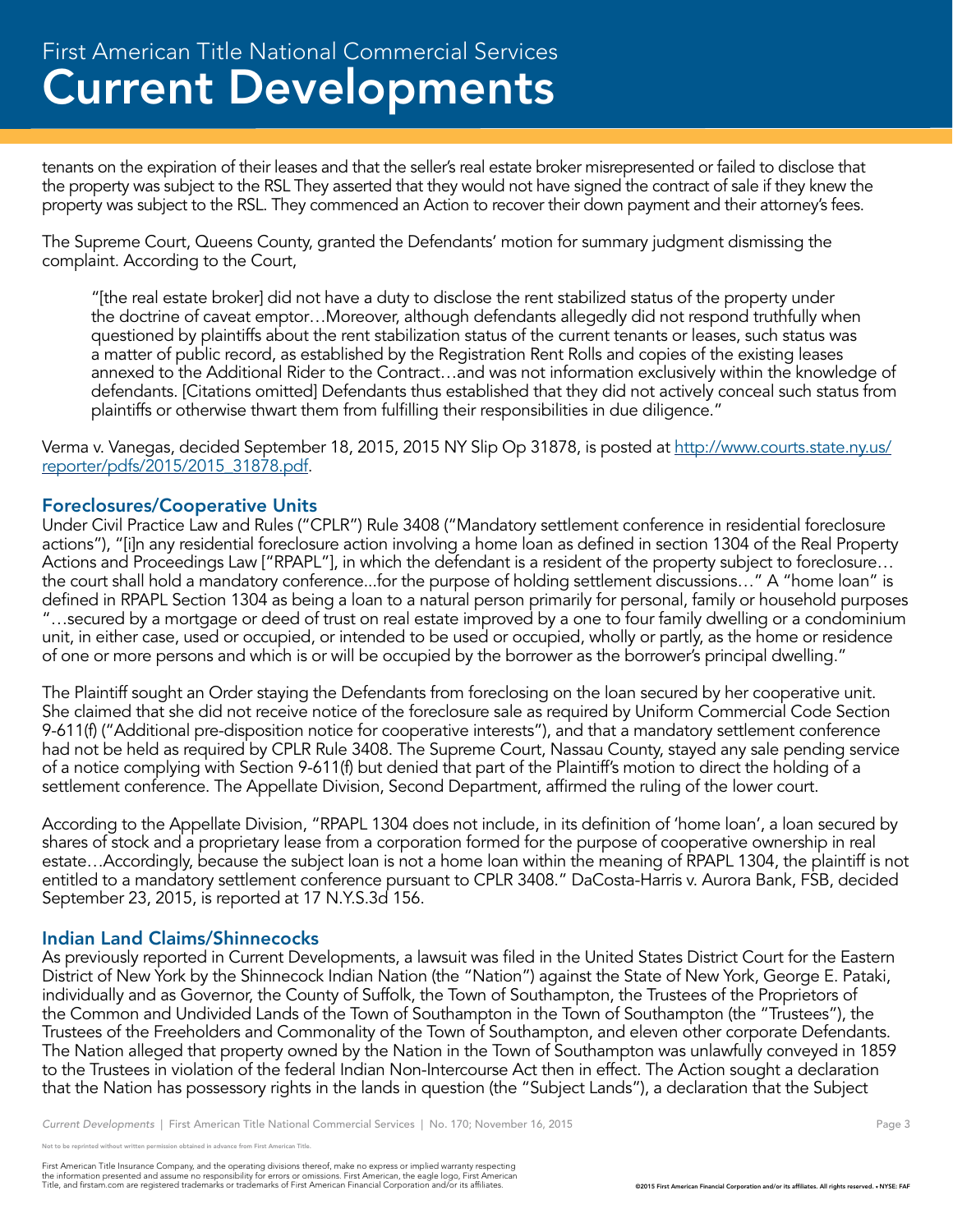tenants on the expiration of their leases and that the seller's real estate broker misrepresented or failed to disclose that the property was subject to the RSL They asserted that they would not have signed the contract of sale if they knew the property was subject to the RSL. They commenced an Action to recover their down payment and their attorney's fees.

The Supreme Court, Queens County, granted the Defendants' motion for summary judgment dismissing the complaint. According to the Court,

> "[the real estate broker] did not have a duty to disclose the rent stabilized status of the property under the doctrine of caveat emptor…Moreover, although defendants allegedly did not respond truthfully when questioned by plaintiffs about the rent stabilization status of the current tenants or leases, such status was a matter of public record, as established by the Registration Rent Rolls and copies of the existing leases annexed to the Additional Rider to the Contract…and was not information exclusively within the knowledge of defendants. [Citations omitted] Defendants thus established that they did not actively conceal such status from plaintiffs or otherwise thwart them from fulfilling their responsibilities in due diligence."

Verma v. Vanegas, decided September 18, 2015, 2015 NY Slip Op 31878, is posted at [http://www.courts.state.ny.us/reporter/pdfs/2015/2015_31878.pdf](http://www.courts.state.ny.us/reporter/pdfs/2015/2015_31878.pdf).

## Foreclosures/Cooperative Units

Under Civil Practice Law and Rules ("CPLR") Rule 3408 ("Mandatory settlement conference in residential foreclosure actions"), "[i]n any residential foreclosure action involving a home loan as defined in section 1304 of the Real Property Actions and Proceedings Law ["RPAPL"], in which the defendant is a resident of the property subject to foreclosure… the court shall hold a mandatory conference...for the purpose of holding settlement discussions…" A "home loan" is defined in RPAPL Section 1304 as being a loan to a natural person primarily for personal, family or household purposes "…secured by a mortgage or deed of trust on real estate improved by a one to four family dwelling or a condominium unit, in either case, used or occupied, or intended to be used or occupied, wholly or partly, as the home or residence of one or more persons and which is or will be occupied by the borrower as the borrower's principal dwelling."

The Plaintiff sought an Order staying the Defendants from foreclosing on the loan secured by her cooperative unit. She claimed that she did not receive notice of the foreclosure sale as required by Uniform Commercial Code Section 9-611(f) ("Additional pre-disposition notice for cooperative interests"), and that a mandatory settlement conference had not be held as required by CPLR Rule 3408. The Supreme Court, Nassau County, stayed any sale pending service of a notice complying with Section 9-611(f) but denied that part of the Plaintiff's motion to direct the holding of a settlement conference. The Appellate Division, Second Department, affirmed the ruling of the lower court.

According to the Appellate Division, "RPAPL 1304 does not include, in its definition of 'home loan', a loan secured by shares of stock and a proprietary lease from a corporation formed for the purpose of cooperative ownership in real estate…Accordingly, because the subject loan is not a home loan within the meaning of RPAPL 1304, the plaintiff is not entitled to a mandatory settlement conference pursuant to CPLR 3408." DaCosta-Harris v. Aurora Bank, FSB, decided September 23, 2015, is reported at 17 N.Y.S.3d 156.

## Indian Land Claims/Shinnecocks

As previously reported in Current Developments, a lawsuit was filed in the United States District Court for the Eastern District of New York by the Shinnecock Indian Nation (the "Nation") against the State of New York, George E. Pataki, individually and as Governor, the County of Suffolk, the Town of Southampton, the Trustees of the Proprietors of the Common and Undivided Lands of the Town of Southampton in the Town of Southampton (the "Trustees"), the Trustees of the Freeholders and Commonality of the Town of Southampton, and eleven other corporate Defendants. The Nation alleged that property owned by the Nation in the Town of Southampton was unlawfully conveyed in 1859 to the Trustees in violation of the federal Indian Non-Intercourse Act then in effect. The Action sought a declaration that the Nation has possessory rights in the lands in question (the "Subject Lands"), a declaration that the Subject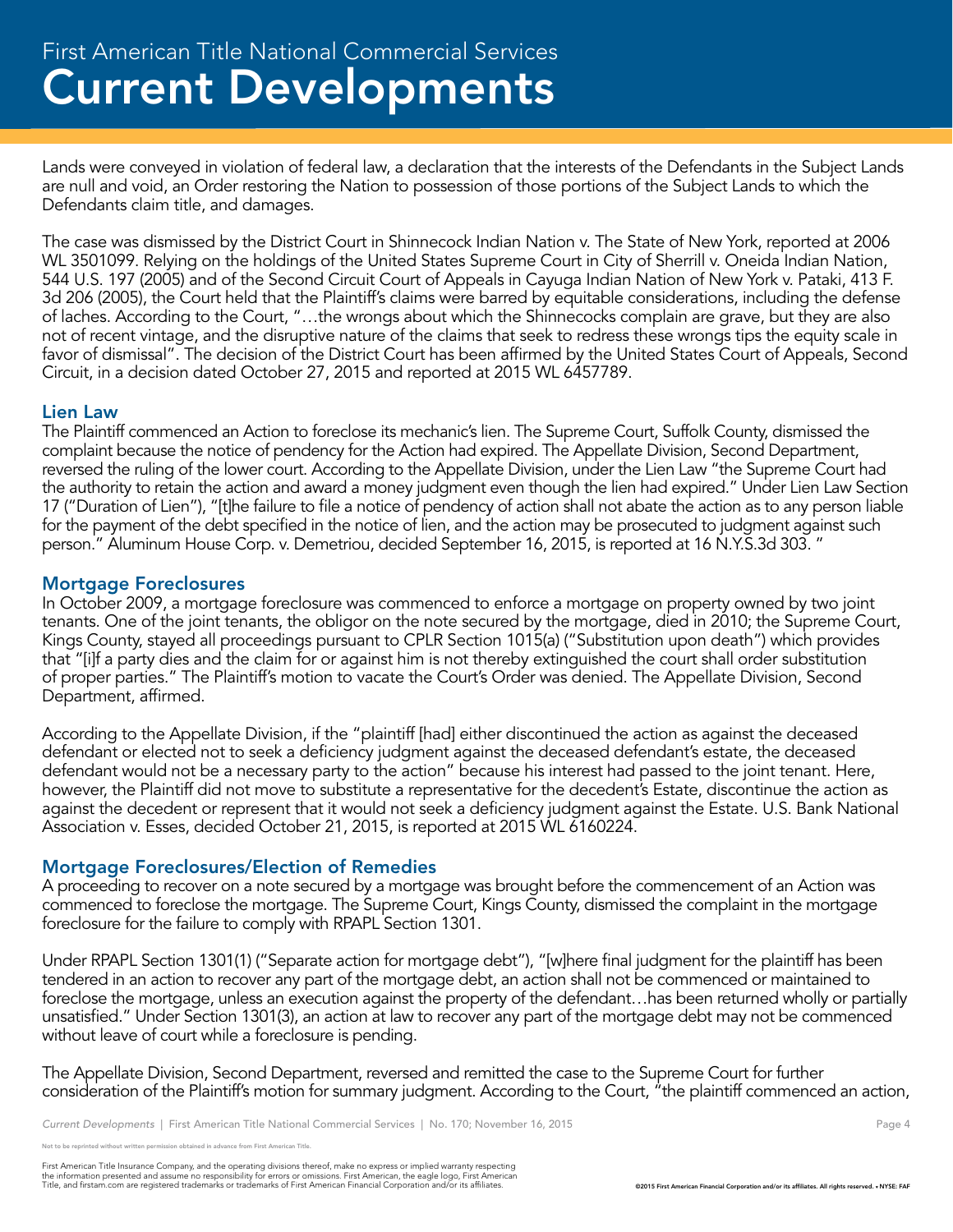Lands were conveyed in violation of federal law, a declaration that the interests of the Defendants in the Subject Lands are null and void, an Order restoring the Nation to possession of those portions of the Subject Lands to which the Defendants claim title, and damages.

The case was dismissed by the District Court in Shinnecock Indian Nation v. The State of New York, reported at 2006 WL 3501099. Relying on the holdings of the United States Supreme Court in City of Sherrill v. Oneida Indian Nation, 544 U.S. 197 (2005) and of the Second Circuit Court of Appeals in Cayuga Indian Nation of New York v. Pataki, 413 F. 3d 206 (2005), the Court held that the Plaintiff's claims were barred by equitable considerations, including the defense of laches. According to the Court, "…the wrongs about which the Shinnecocks complain are grave, but they are also not of recent vintage, and the disruptive nature of the claims that seek to redress these wrongs tips the equity scale in favor of dismissal". The decision of the District Court has been affirmed by the United States Court of Appeals, Second Circuit, in a decision dated October 27, 2015 and reported at 2015 WL 6457789.

## Lien Law

The Plaintiff commenced an Action to foreclose its mechanic's lien. The Supreme Court, Suffolk County, dismissed the complaint because the notice of pendency for the Action had expired. The Appellate Division, Second Department, reversed the ruling of the lower court. According to the Appellate Division, under the Lien Law "the Supreme Court had the authority to retain the action and award a money judgment even though the lien had expired." Under Lien Law Section 17 ("Duration of Lien"), "[t]he failure to file a notice of pendency of action shall not abate the action as to any person liable for the payment of the debt specified in the notice of lien, and the action may be prosecuted to judgment against such person." Aluminum House Corp. v. Demetriou, decided September 16, 2015, is reported at 16 N.Y.S.3d 303. "

## Mortgage Foreclosures

In October 2009, a mortgage foreclosure was commenced to enforce a mortgage on property owned by two joint tenants. One of the joint tenants, the obligor on the note secured by the mortgage, died in 2010; the Supreme Court, Kings County, stayed all proceedings pursuant to CPLR Section 1015(a) ("Substitution upon death") which provides that "[i]f a party dies and the claim for or against him is not thereby extinguished the court shall order substitution of proper parties." The Plaintiff's motion to vacate the Court's Order was denied. The Appellate Division, Second Department, affirmed.

According to the Appellate Division, if the "plaintiff [had] either discontinued the action as against the deceased defendant or elected not to seek a deficiency judgment against the deceased defendant's estate, the deceased defendant would not be a necessary party to the action" because his interest had passed to the joint tenant. Here, however, the Plaintiff did not move to substitute a representative for the decedent's Estate, discontinue the action as against the decedent or represent that it would not seek a deficiency judgment against the Estate. U.S. Bank National Association v. Esses, decided October 21, 2015, is reported at 2015 WL 6160224.

## Mortgage Foreclosures/Election of Remedies

A proceeding to recover on a note secured by a mortgage was brought before the commencement of an Action was commenced to foreclose the mortgage. The Supreme Court, Kings County, dismissed the complaint in the mortgage foreclosure for the failure to comply with RPAPL Section 1301.

Under RPAPL Section 1301(1) ("Separate action for mortgage debt"), "[w]here final judgment for the plaintiff has been tendered in an action to recover any part of the mortgage debt, an action shall not be commenced or maintained to foreclose the mortgage, unless an execution against the property of the defendant…has been returned wholly or partially unsatisfied." Under Section 1301(3), an action at law to recover any part of the mortgage debt may not be commenced without leave of court while a foreclosure is pending.

The Appellate Division, Second Department, reversed and remitted the case to the Supreme Court for further consideration of the Plaintiff's motion for summary judgment. According to the Court, "the plaintiff commenced an action,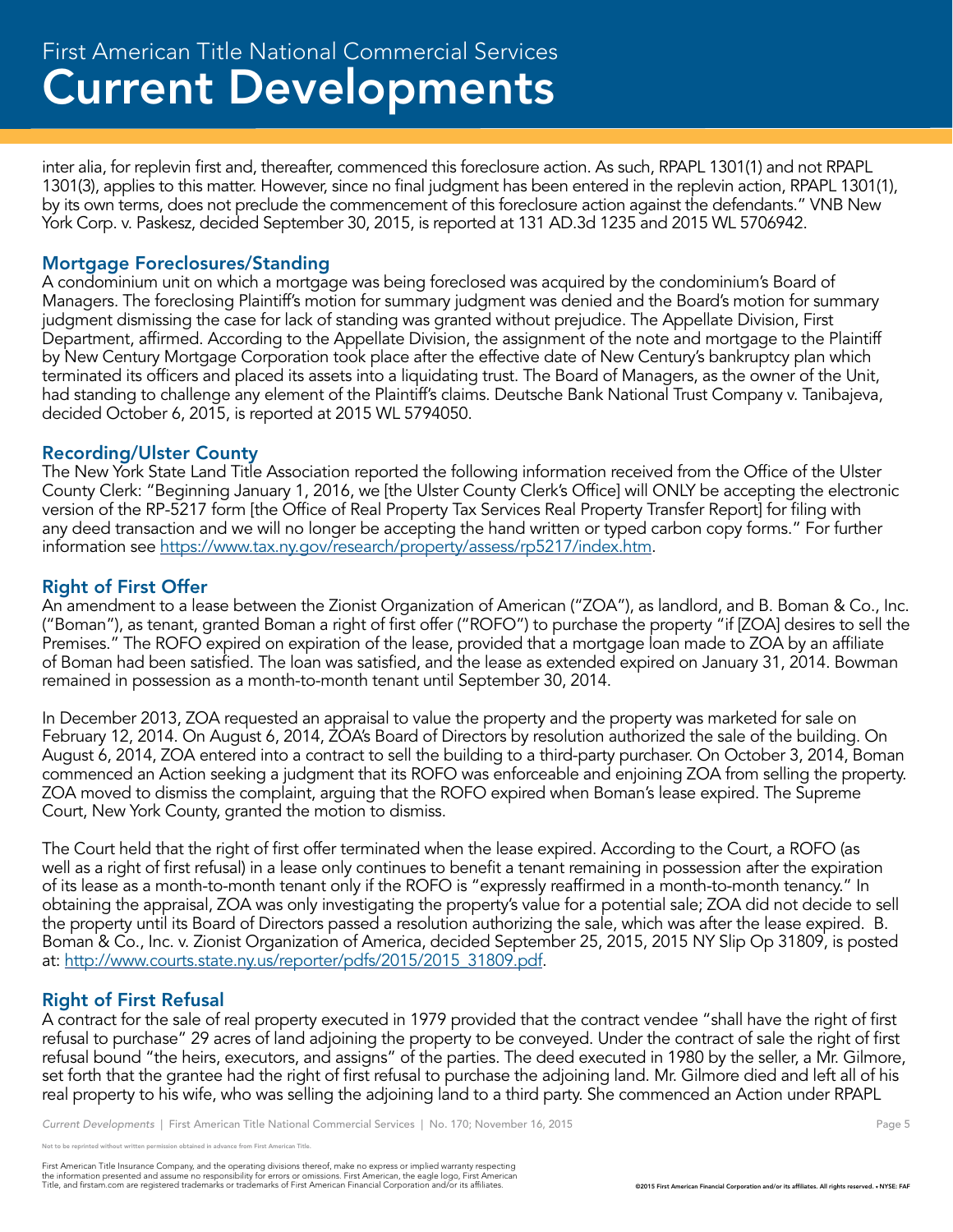inter alia, for replevin first and, thereafter, commenced this foreclosure action. As such, RPAPL 1301(1) and not RPAPL 1301(3), applies to this matter. However, since no final judgment has been entered in the replevin action, RPAPL 1301(1), by its own terms, does not preclude the commencement of this foreclosure action against the defendants." VNB New York Corp. v. Paskesz, decided September 30, 2015, is reported at 131 AD.3d 1235 and 2015 WL 5706942.

## Mortgage Foreclosures/Standing

A condominium unit on which a mortgage was being foreclosed was acquired by the condominium's Board of Managers. The foreclosing Plaintiff's motion for summary judgment was denied and the Board's motion for summary judgment dismissing the case for lack of standing was granted without prejudice. The Appellate Division, First Department, affirmed. According to the Appellate Division, the assignment of the note and mortgage to the Plaintiff by New Century Mortgage Corporation took place after the effective date of New Century's bankruptcy plan which terminated its officers and placed its assets into a liquidating trust. The Board of Managers, as the owner of the Unit, had standing to challenge any element of the Plaintiff's claims. Deutsche Bank National Trust Company v. Tanibajeva, decided October 6, 2015, is reported at 2015 WL 5794050.

## Recording/Ulster County

The New York State Land Title Association reported the following information received from the Office of the Ulster County Clerk: "Beginning January 1, 2016, we [the Ulster County Clerk's Office] will ONLY be accepting the electronic version of the RP-5217 form [the Office of Real Property Tax Services Real Property Transfer Report] for filing with any deed transaction and we will no longer be accepting the hand written or typed carbon copy forms." For further information see https://www.tax.ny.gov/research/property/assess/rp5217/index.htm.

## Right of First Offer

An amendment to a lease between the Zionist Organization of American ("ZOA"), as landlord, and B. Boman & Co., Inc. ("Boman"), as tenant, granted Boman a right of first offer ("ROFO") to purchase the property "if [ZOA] desires to sell the Premises." The ROFO expired on expiration of the lease, provided that a mortgage loan made to ZOA by an affiliate of Boman had been satisfied. The loan was satisfied, and the lease as extended expired on January 31, 2014. Bowman remained in possession as a month-to-month tenant until September 30, 2014.

In December 2013, ZOA requested an appraisal to value the property and the property was marketed for sale on February 12, 2014. On August 6, 2014, ZOA's Board of Directors by resolution authorized the sale of the building. On August 6, 2014, ZOA entered into a contract to sell the building to a third-party purchaser. On October 3, 2014, Boman commenced an Action seeking a judgment that its ROFO was enforceable and enjoining ZOA from selling the property. ZOA moved to dismiss the complaint, arguing that the ROFO expired when Boman's lease expired. The Supreme Court, New York County, granted the motion to dismiss.

The Court held that the right of first offer terminated when the lease expired. According to the Court, a ROFO (as well as a right of first refusal) in a lease only continues to benefit a tenant remaining in possession after the expiration of its lease as a month-to-month tenant only if the ROFO is "expressly reaffirmed in a month-to-month tenancy." In obtaining the appraisal, ZOA was only investigating the property's value for a potential sale; ZOA did not decide to sell the property until its Board of Directors passed a resolution authorizing the sale, which was after the lease expired. B. Boman & Co., Inc. v. Zionist Organization of America, decided September 25, 2015, 2015 NY Slip Op 31809, is posted at: http://www.courts.state.ny.us/reporter/pdfs/2015/2015_31809.pdf.

## Right of First Refusal

A contract for the sale of real property executed in 1979 provided that the contract vendee "shall have the right of first refusal to purchase" 29 acres of land adjoining the property to be conveyed. Under the contract of sale the right of first refusal bound "the heirs, executors, and assigns" of the parties. The deed executed in 1980 by the seller, a Mr. Gilmore, set forth that the grantee had the right of first refusal to purchase the adjoining land. Mr. Gilmore died and left all of his real property to his wife, who was selling the adjoining land to a third party. She commenced an Action under RPAPL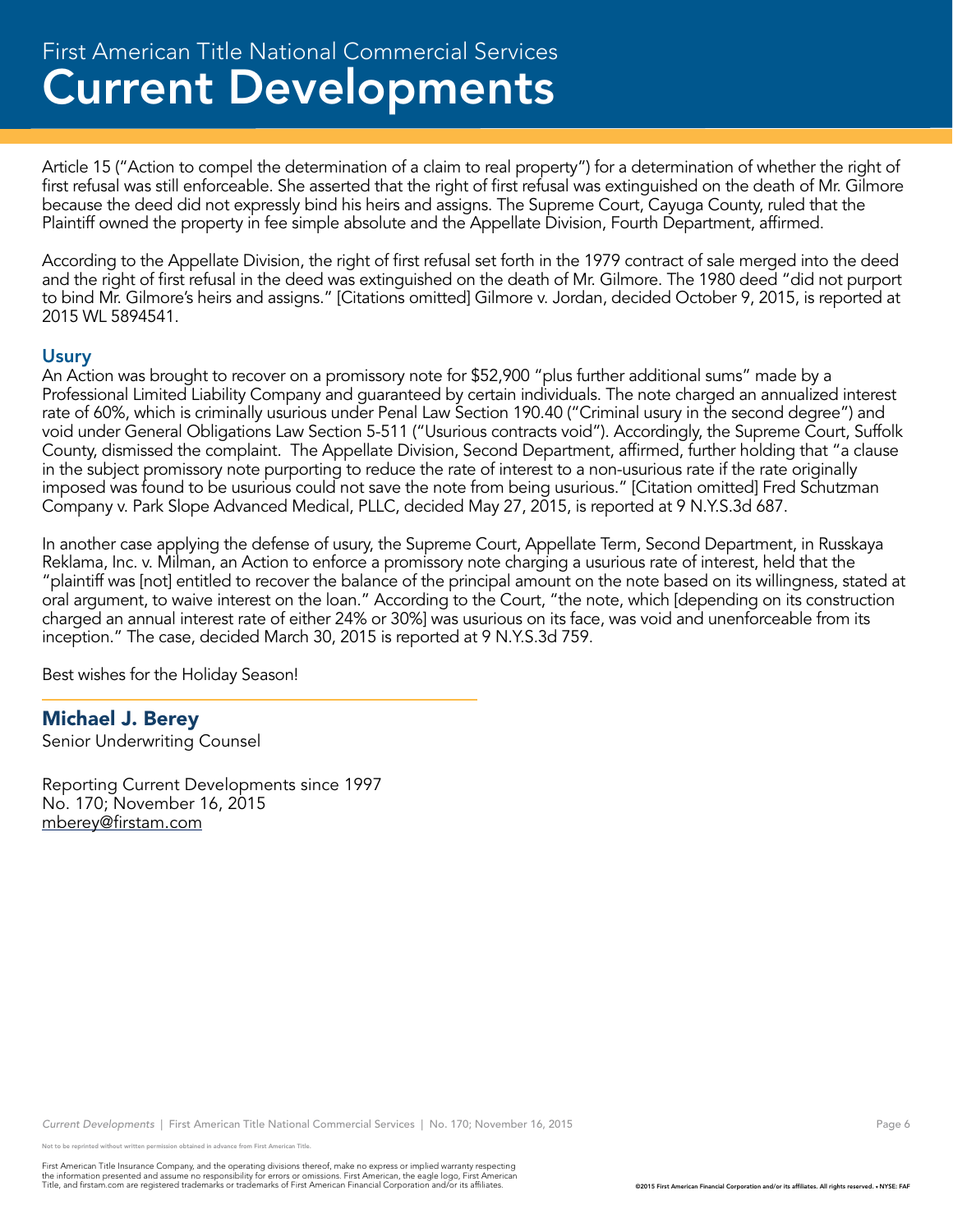Article 15 ("Action to compel the determination of a claim to real property") for a determination of whether the right of first refusal was still enforceable. She asserted that the right of first refusal was extinguished on the death of Mr. Gilmore because the deed did not expressly bind his heirs and assigns. The Supreme Court, Cayuga County, ruled that the Plaintiff owned the property in fee simple absolute and the Appellate Division, Fourth Department, affirmed.

According to the Appellate Division, the right of first refusal set forth in the 1979 contract of sale merged into the deed and the right of first refusal in the deed was extinguished on the death of Mr. Gilmore. The 1980 deed "did not purport to bind Mr. Gilmore's heirs and assigns." [Citations omitted] Gilmore v. Jordan, decided October 9, 2015, is reported at 2015 WL 5894541.

### Usury

An Action was brought to recover on a promissory note for $52,900 "plus further additional sums" made by a Professional Limited Liability Company and guaranteed by certain individuals. The note charged an annualized interest rate of 60%, which is criminally usurious under Penal Law Section 190.40 ("Criminal usury in the second degree") and void under General Obligations Law Section 5-511 ("Usurious contracts void"). Accordingly, the Supreme Court, Suffolk County, dismissed the complaint. The Appellate Division, Second Department, affirmed, further holding that "a clause in the subject promissory note purporting to reduce the rate of interest to a non-usurious rate if the rate originally imposed was found to be usurious could not save the note from being usurious." [Citation omitted] Fred Schutzman Company v. Park Slope Advanced Medical, PLLC, decided May 27, 2015, is reported at 9 N.Y.S.3d 687.

In another case applying the defense of usury, the Supreme Court, Appellate Term, Second Department, in Russkaya Reklama, Inc. v. Milman, an Action to enforce a promissory note charging a usurious rate of interest, held that the "plaintiff was [not] entitled to recover the balance of the principal amount on the note based on its willingness, stated at oral argument, to waive interest on the loan." According to the Court, "the note, which [depending on its construction charged an annual interest rate of either 24% or 30%] was usurious on its face, was void and unenforceable from its inception." The case, decided March 30, 2015 is reported at 9 N.Y.S.3d 759.

Best wishes for the Holiday Season!

---

**Michael J. Berey**
Senior Underwriting Counsel

Reporting Current Developments since 1997
No. 170; November 16, 2015
mberey@firstam.com

Not to be reprinted without written permission obtained in advance from First American Title.

First American Title Insurance Company, and the operating divisions thereof, make no express or implied warranty respecting the information presented and assume no responsibility for errors or omissions. First American, the eagle logo, First American Title, and firstam.com are registered trademarks or trademarks of First American Financial Corporation and/or its affiliates.

©2015 First American Financial Corporation and/or its affiliates. All rights reserved. • NYSE: FAF